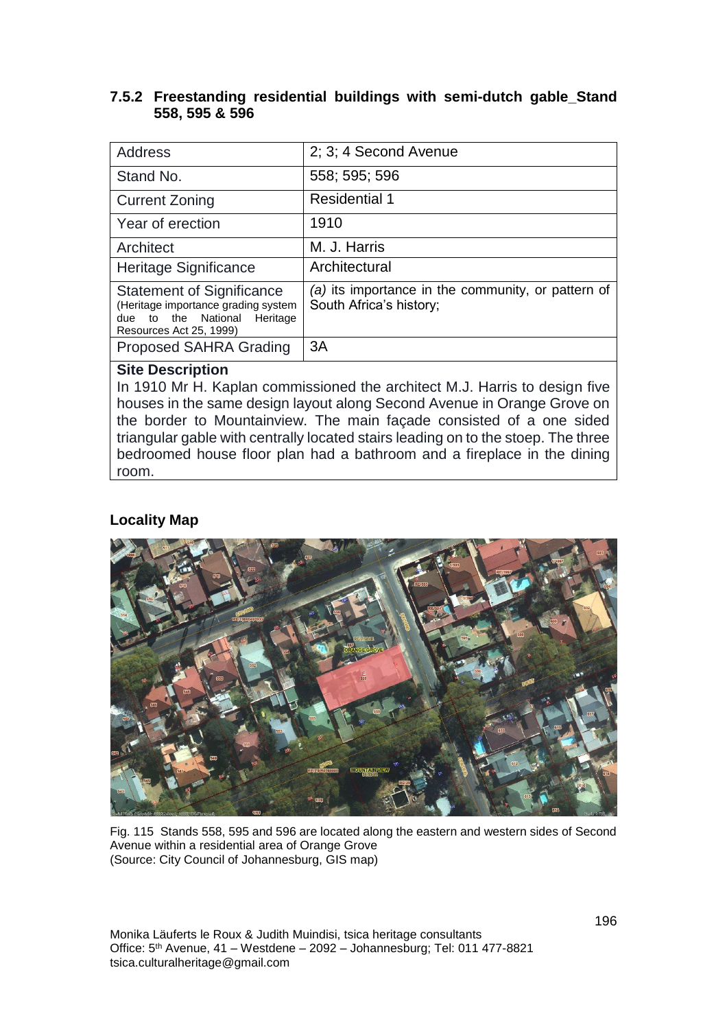### 7.5.2 Freestanding residential buildings with semi-dutch gable_Stand 558, 595 & 596

| Address | 2; 3; 4 Second Avenue |
|---|---|
| Stand No. | 558; 595; 596 |
| Current Zoning | Residential 1 |
| Year of erection | 1910 |
| Architect | M. J. Harris |
| Heritage Significance | Architectural |
| Statement of Significance (Heritage importance grading system due to the National Heritage Resources Act 25, 1999) | *(a)* its importance in the community, or pattern of South Africa's history; |
| Proposed SAHRA Grading | 3A |

**Site Description**

In 1910 Mr H. Kaplan commissioned the architect M.J. Harris to design five houses in the same design layout along Second Avenue in Orange Grove on the border to Mountainview. The main façade consisted of a one sided triangular gable with centrally located stairs leading on to the stoep. The three bedroomed house floor plan had a bathroom and a fireplace in the dining room.

**Locality Map**

Fig. 115 Stands 558, 595 and 596 are located along the eastern and western sides of Second Avenue within a residential area of Orange Grove
(Source: City Council of Johannesburg, GIS map)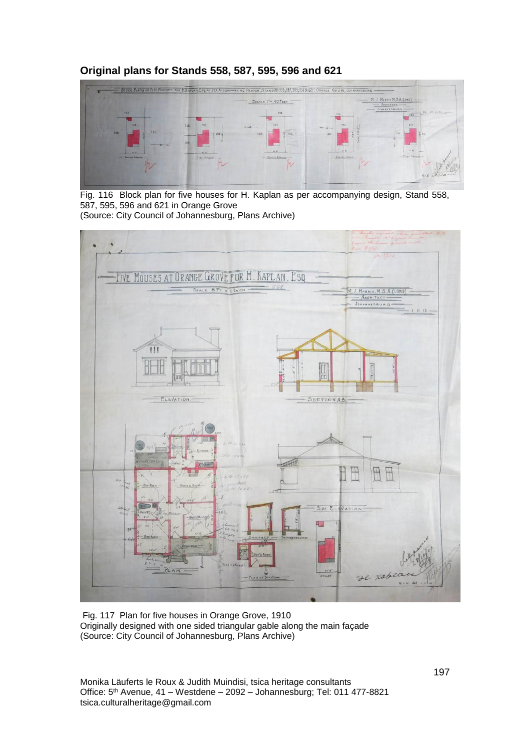## Original plans for Stands 558, 587, 595, 596 and 621

Fig. 116 Block plan for five houses for H. Kaplan as per accompanying design, Stand 558, 587, 595, 596 and 621 in Orange Grove
(Source: City Council of Johannesburg, Plans Archive)

Fig. 117 Plan for five houses in Orange Grove, 1910
Originally designed with one sided triangular gable along the main façade
(Source: City Council of Johannesburg, Plans Archive)

Monika Läuferts le Roux & Judith Muindisi, tsica heritage consultants
Office: 5th Avenue, 41 – Westdene – 2092 – Johannesburg; Tel: 011 477-8821
tsica.culturalheritage@gmail.com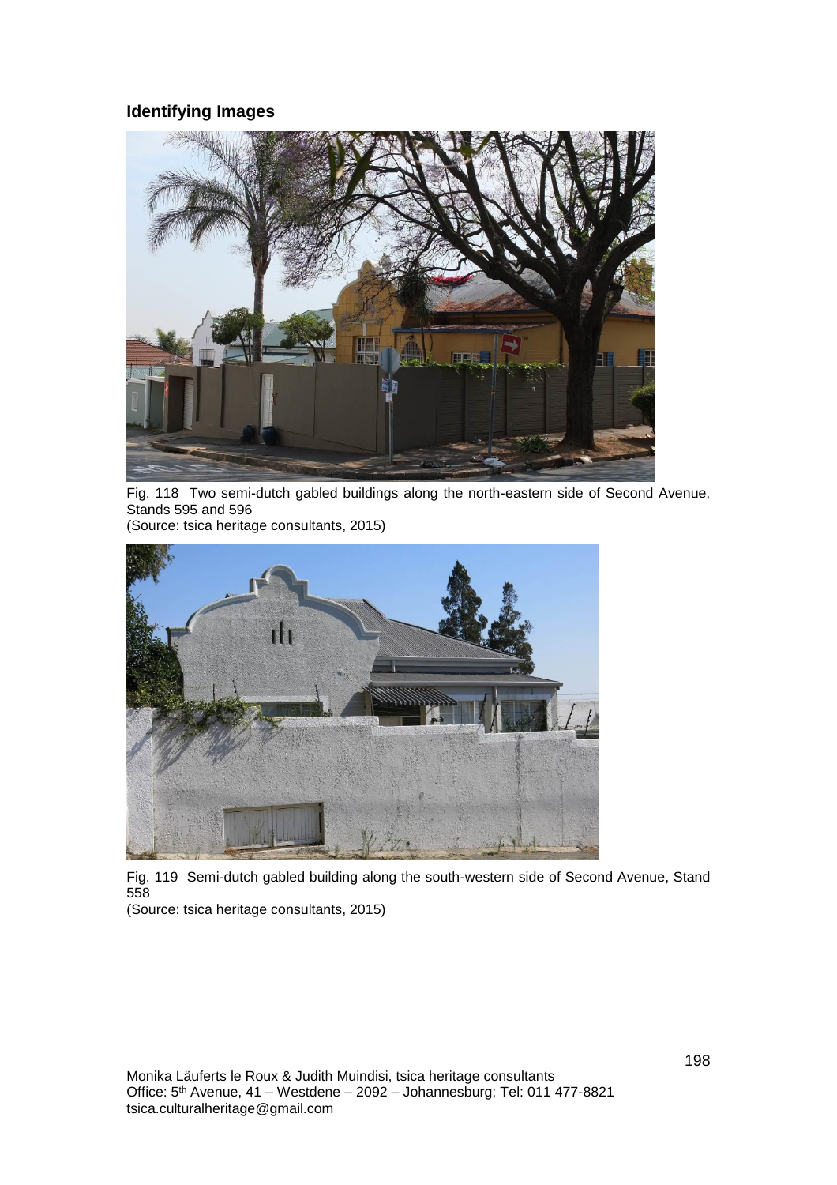## Identifying Images

Fig. 118 Two semi-dutch gabled buildings along the north-eastern side of Second Avenue, Stands 595 and 596
(Source: tsica heritage consultants, 2015)

Fig. 119 Semi-dutch gabled building along the south-western side of Second Avenue, Stand 558
(Source: tsica heritage consultants, 2015)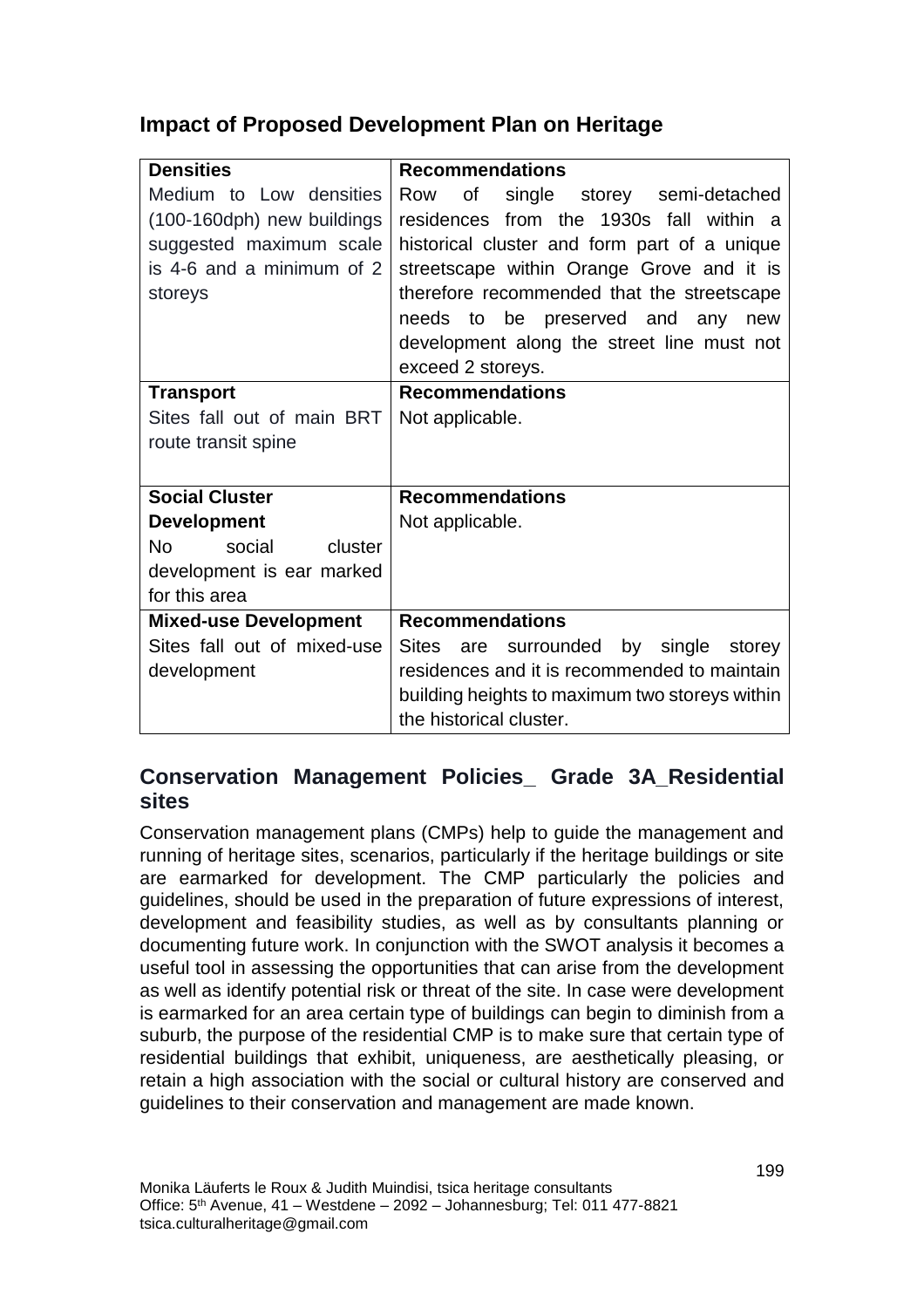## Impact of Proposed Development Plan on Heritage

| **Densities** | **Recommendations** |
|---|---|
| Medium to Low densities (100-160dph) new buildings suggested maximum scale is 4-6 and a minimum of 2 storeys | Row of single storey semi-detached residences from the 1930s fall within a historical cluster and form part of a unique streetscape within Orange Grove and it is therefore recommended that the streetscape needs to be preserved and any new development along the street line must not exceed 2 storeys. |
| **Transport** | **Recommendations** |
| Sites fall out of main BRT route transit spine | Not applicable. |
| **Social Cluster Development** | **Recommendations** |
| No social cluster development is ear marked for this area | Not applicable. |
| **Mixed-use Development** | **Recommendations** |
| Sites fall out of mixed-use development | Sites are surrounded by single storey residences and it is recommended to maintain building heights to maximum two storeys within the historical cluster. |

## Conservation Management Policies_ Grade 3A_Residential sites

Conservation management plans (CMPs) help to guide the management and running of heritage sites, scenarios, particularly if the heritage buildings or site are earmarked for development. The CMP particularly the policies and guidelines, should be used in the preparation of future expressions of interest, development and feasibility studies, as well as by consultants planning or documenting future work. In conjunction with the SWOT analysis it becomes a useful tool in assessing the opportunities that can arise from the development as well as identify potential risk or threat of the site. In case were development is earmarked for an area certain type of buildings can begin to diminish from a suburb, the purpose of the residential CMP is to make sure that certain type of residential buildings that exhibit, uniqueness, are aesthetically pleasing, or retain a high association with the social or cultural history are conserved and guidelines to their conservation and management are made known.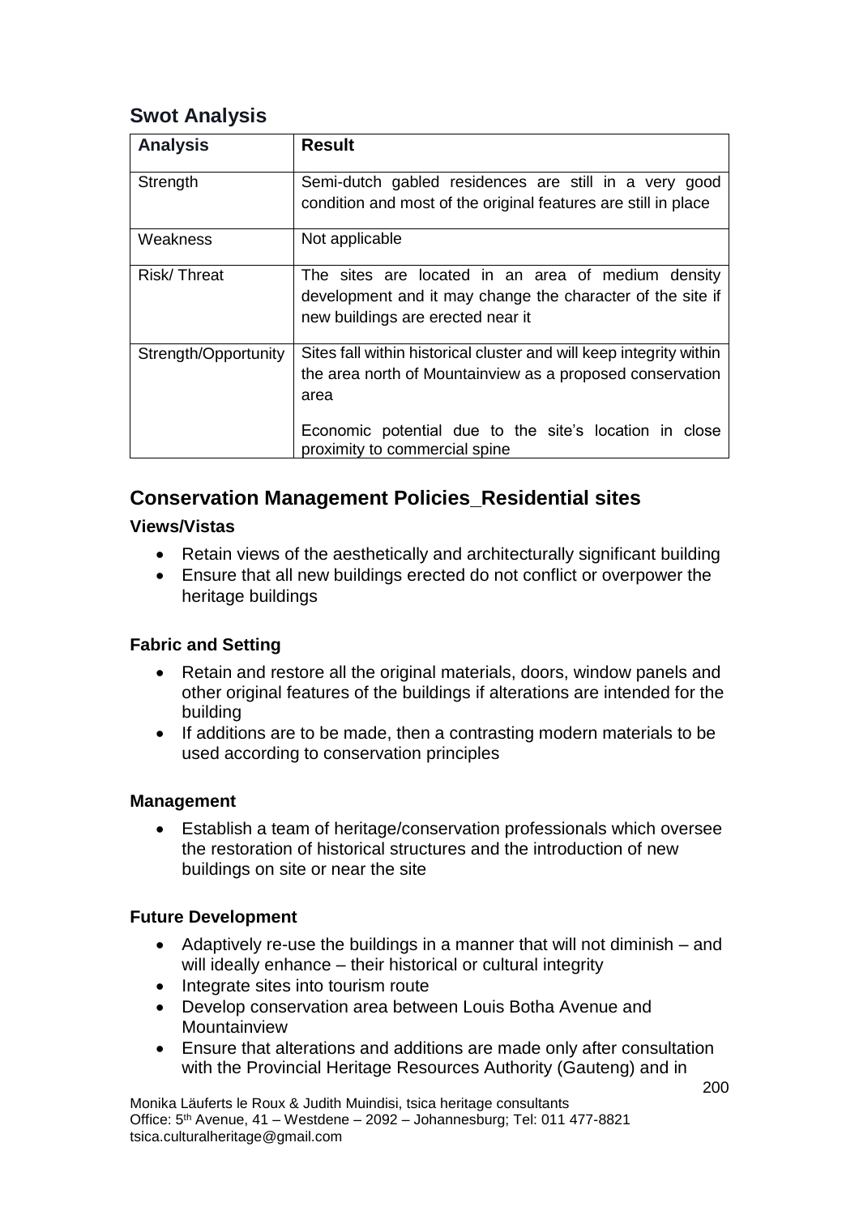## Swot Analysis

| Analysis | Result |
|---|---|
| Strength | Semi-dutch gabled residences are still in a very good condition and most of the original features are still in place |
| Weakness | Not applicable |
| Risk/ Threat | The sites are located in an area of medium density development and it may change the character of the site if new buildings are erected near it |
| Strength/Opportunity | Sites fall within historical cluster and will keep integrity within the area north of Mountainview as a proposed conservation area<br><br>Economic potential due to the site's location in close proximity to commercial spine |

## Conservation Management Policies_Residential sites

### Views/Vistas

- Retain views of the aesthetically and architecturally significant building
- Ensure that all new buildings erected do not conflict or overpower the heritage buildings

### Fabric and Setting

- Retain and restore all the original materials, doors, window panels and other original features of the buildings if alterations are intended for the building
- If additions are to be made, then a contrasting modern materials to be used according to conservation principles

### Management

- Establish a team of heritage/conservation professionals which oversee the restoration of historical structures and the introduction of new buildings on site or near the site

### Future Development

- Adaptively re-use the buildings in a manner that will not diminish – and will ideally enhance – their historical or cultural integrity
- Integrate sites into tourism route
- Develop conservation area between Louis Botha Avenue and Mountainview
- Ensure that alterations and additions are made only after consultation with the Provincial Heritage Resources Authority (Gauteng) and in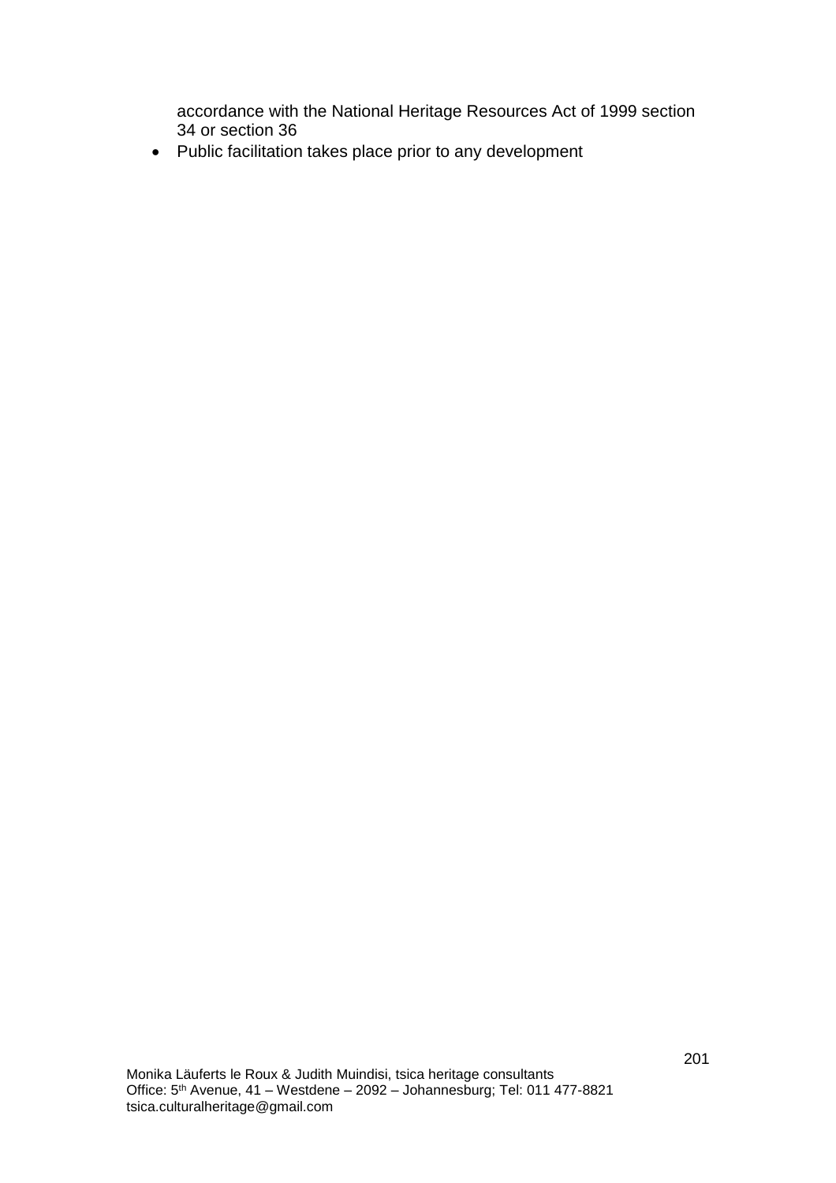accordance with the National Heritage Resources Act of 1999 section 34 or section 36

- Public facilitation takes place prior to any development